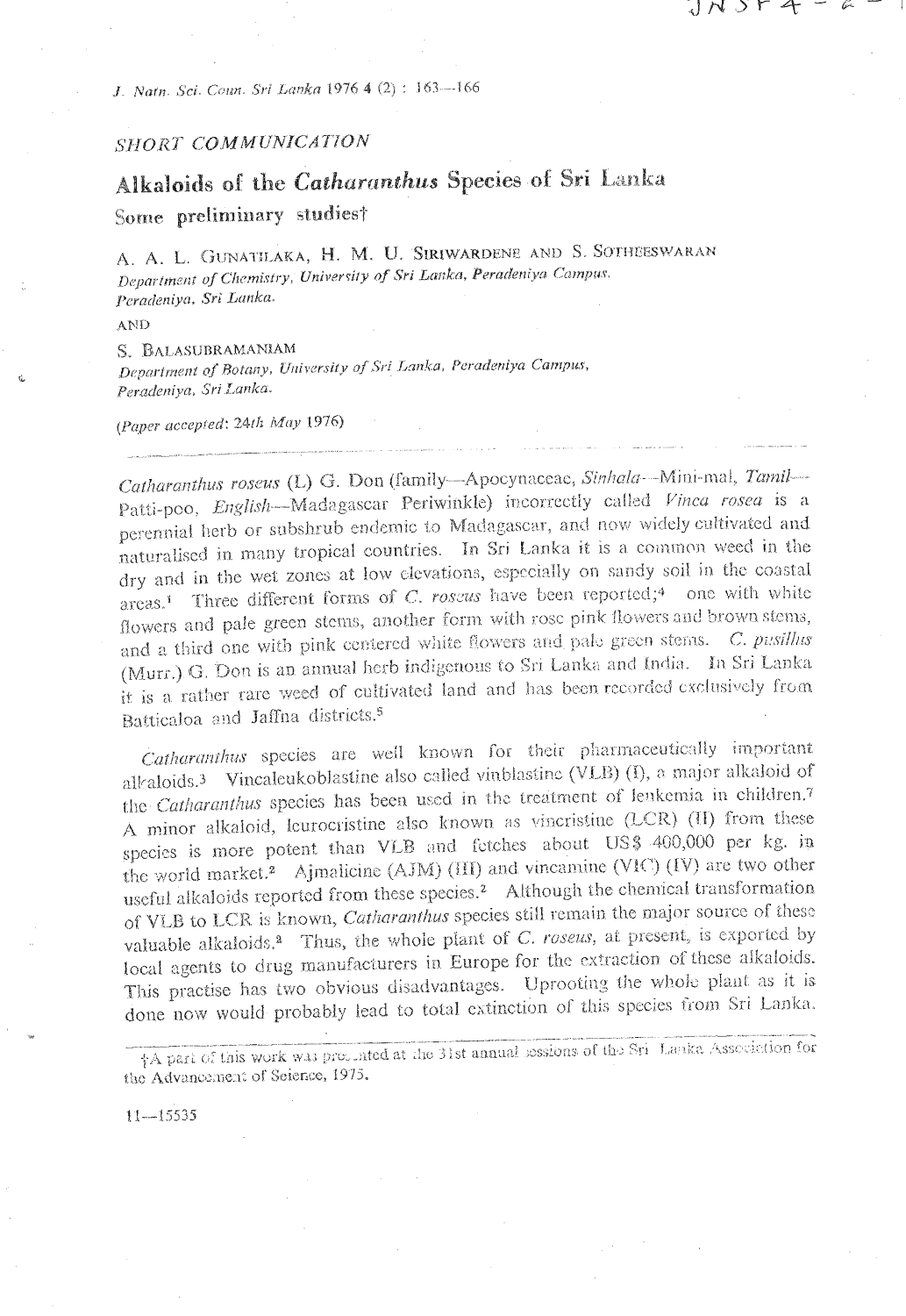SHORT COMMUNICATION

# Alkaloids of the *Catharanthus* Species of Sri Lanka

## Some preliminary studies†

A. A. L. GUNATILAKA, H. M. U. SIRIWARDENE AND S. SOTHEESWARAN

*Department of Chemistry, University of Sri Lanka, Peradeniya Campus, Peradeniya, Sri Lanka.*

AND

S. BALASUBRAMANIAM

*Department of Botany, University of Sri Lanka, Peradeniya Campus, Peradeniya, Sri Lanka.*

(*Paper accepted*: 24th May 1976)

---

*Catharanthus roseus* (L) G. Don (family—Apocynaceae, *Sinhala*—Mini-mal, *Tamil*—Patti-poo, *English*—Madagascar Periwinkle) incorrectly called *Vinca rosea* is a perennial herb or subshrub endemic to Madagascar, and now widely cultivated and naturalised in many tropical countries. In Sri Lanka it is a common weed in the dry and in the wet zones at low elevations, especially on sandy soil in the coastal areas.[1] Three different forms of *C. roseus* have been reported;[4] one with white flowers and pale green stems, another form with rose pink flowers and brown stems, and a third one with pink centered white flowers and pale green stems. *C. pusillus* (Murr.) G. Don is an annual herb indigenous to Sri Lanka and India. In Sri Lanka it is a rather rare weed of cultivated land and has been recorded exclusively from Batticaloa and Jaffna districts.[5]

*Catharanthus* species are well known for their pharmaceutically important alkaloids.[3] Vincaleukoblastine also called vinblastine (VLB) (I), a major alkaloid of the *Catharanthus* species has been used in the treatment of leukemia in children.[7] A minor alkaloid, leurocristine also known as vincristine (LCR) (II) from these species is more potent than VLB and fetches about US$ 400,000 per kg. in the world market.[2] Ajmalicine (AJM) (III) and vincamine (VIC) (IV) are two other useful alkaloids reported from these species.[2] Although the chemical transformation of VLB to LCR is known, *Catharanthus* species still remain the major source of these valuable alkaloids.[2] Thus, the whole plant of *C. roseus*, at present, is exported by local agents to drug manufacturers in Europe for the extraction of these alkaloids. This practise has two obvious disadvantages. Uprooting the whole plant as it is done now would probably lead to total extinction of this species from Sri Lanka.

†A part of this work was presented at the 31st annual sessions of the Sri Lanka Association for the Advancement of Science, 1975.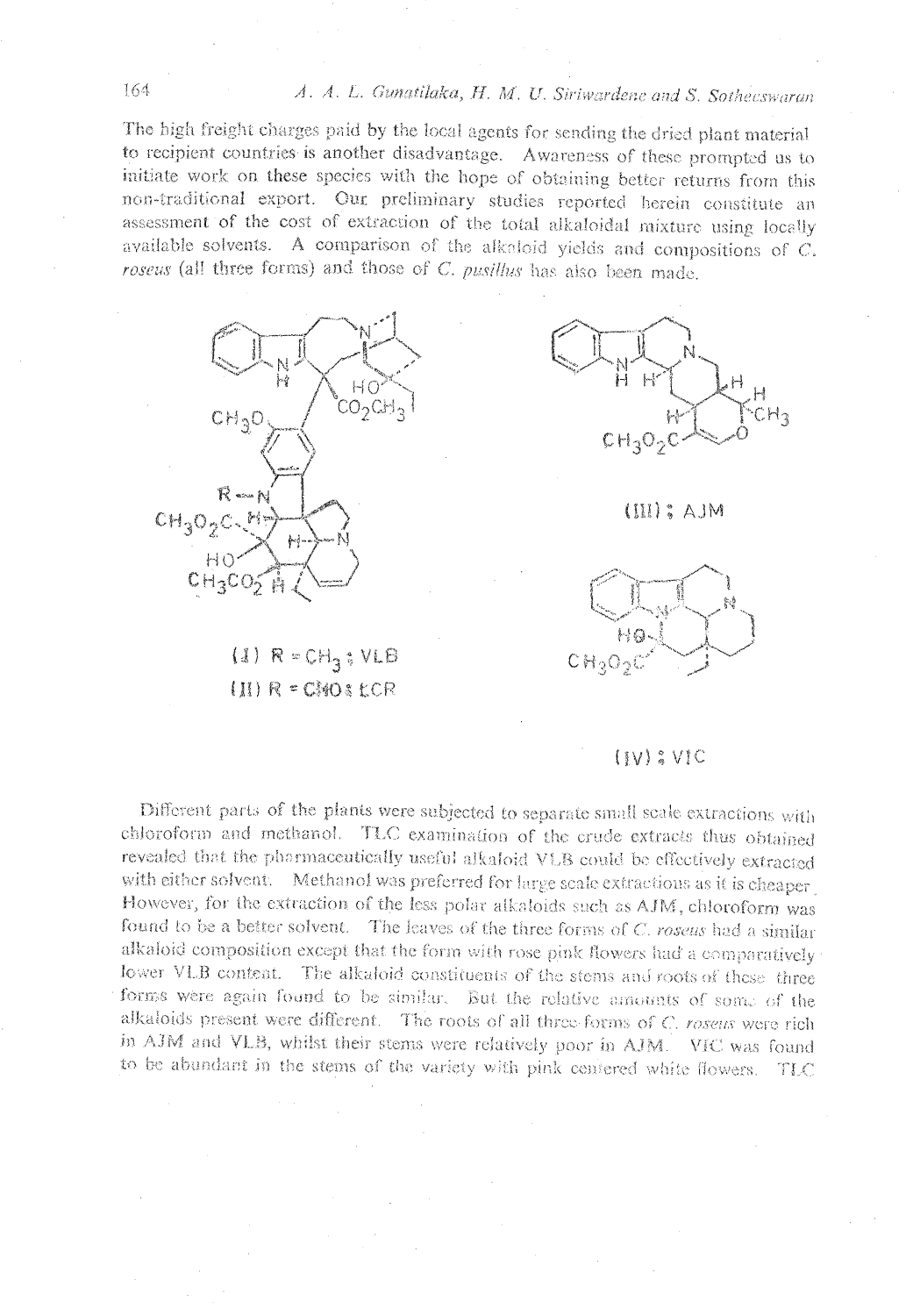The high freight charges paid by the local agents for sending the dried plant material to recipient countries is another disadvantage. Awareness of these prompted us to initiate work on these species with the hope of obtaining better returns from this non-traditional export. Our preliminary studies reported herein constitute an assessment of the cost of extraction of the total alkaloidal mixture using locally available solvents. A comparison of the alkaloid yields and compositions of *C. roseus* (all three forms) and those of *C. pusillus* has also been made.

(I) R = $CH_3$ ; VLB
(II) R = CHO ; LCR

(III) ; AJM

(IV) ; VIC

Different parts of the plants were subjected to separate small scale extractions with chloroform and methanol. TLC examination of the crude extracts thus obtained revealed that the pharmaceutically useful alkaloid VLB could be effectively extracted with either solvent. Methanol was preferred for large scale extractions as it is cheaper. However, for the extraction of the less polar alkaloids such as AJM, chloroform was found to be a better solvent. The leaves of the three forms of *C. roseus* had a similar alkaloid composition except that the form with rose pink flowers had a comparatively lower VLB content. The alkaloid constituents of the stems and roots of these three forms were again found to be similar. But the relative amounts of some of the alkaloids present were different. The roots of all three forms of *C. roseus* were rich in AJM and VLB, whilst their stems were relatively poor in AJM. VIC was found to be abundant in the stems of the variety with pink centered white flowers. TLC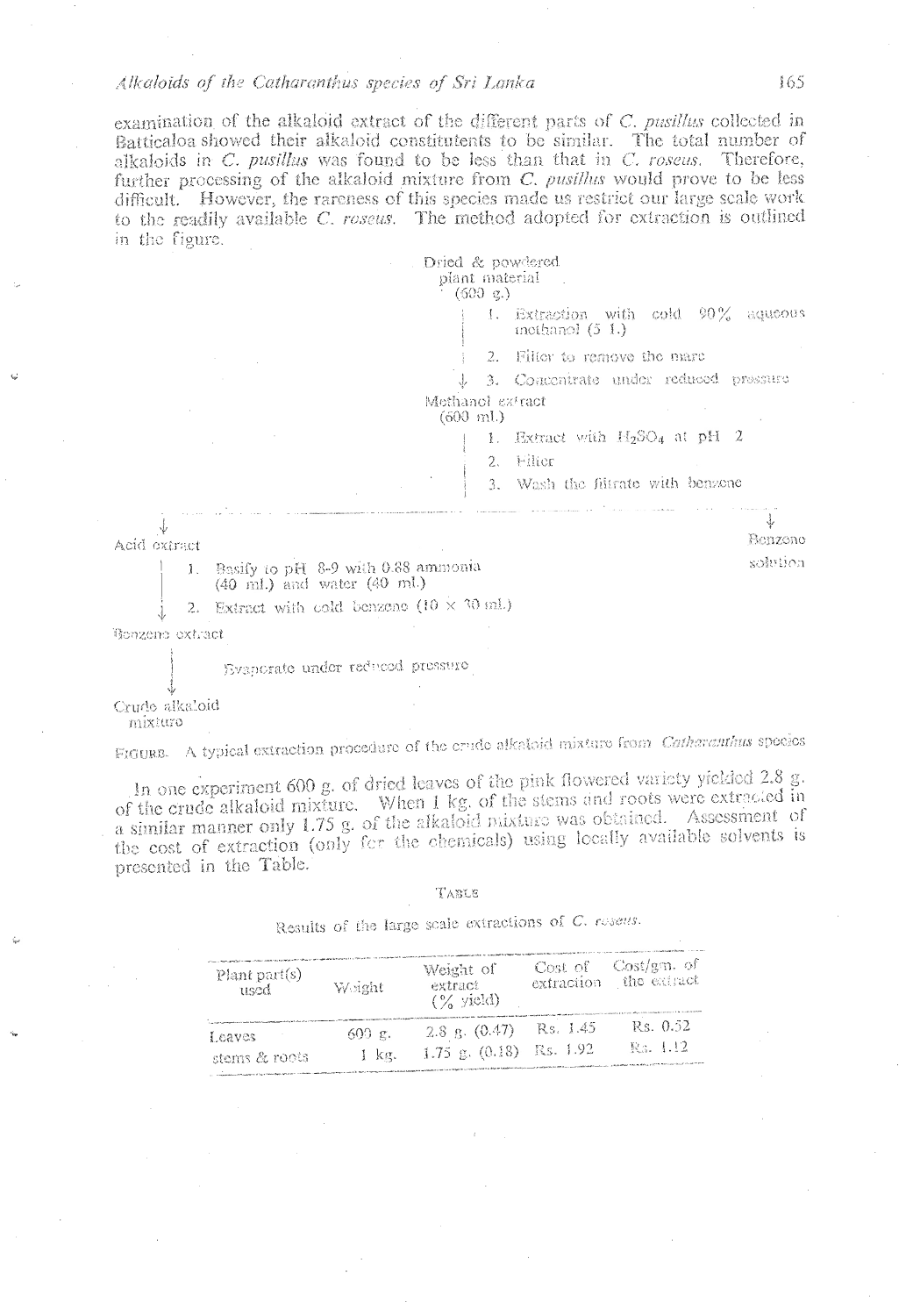examination of the alkaloid extract of the different parts of *C. pusillus* collected in Batticaloa showed their alkaloid constituents to be similar. The total number of alkaloids in *C. pusillus* was found to be less than that in *C. roseus*. Therefore, further processing of the alkaloid mixture from *C. pusillus* would prove to be less difficult. However, the rareness of this species made us restrict our large scale work to the readily available *C. roseus*. The method adopted for extraction is outlined in the figure.

```
                         Dried & powdered
                         plant material
                           (600 g.)
                             |   1. Extraction with cold 90% aqueous
                             |      methanol (5 l.)
                             |   2. Filter to remove the marc
                             ↓   3. Concentrate under reduced pressure
                         Methanol extract
                           (600 ml.)
                             |   1. Extract with H2SO4 at pH 2
                             |   2. Filter
                             |   3. Wash the filtrate with benzene
        ---------------------------------------------------------
        ↓                                                       ↓
Acid extract                                              Benzene
  |   1. Basify to pH 8-9 with 0.88 ammonia               solution
  |      (40 ml.) and water (40 ml.)
  ↓   2. Extract with cold benzene (10 × 30 ml.)
Benzene extract
  |
  |      Evaporate under reduced pressure
  ↓
Crude alkaloid
  mixture
```

FIGURE. A typical extraction procedure of the crude alkaloid mixture from *Catharanthus* species

In one experiment 600 g. of dried leaves of the pink flowered variety yielded 2.8 g. of the crude alkaloid mixture. When 1 kg. of the stems and roots were extracted in a similar manner only 1.75 g. of the alkaloid mixture was obtained. Assessment of the cost of extraction (only for the chemicals) using locally available solvents is presented in the Table.

TABLE

Results of the large scale extractions of *C. roseus*.

| Plant part(s) used | Weight | Weight of extract (% yield) | Cost of extraction | Cost/gm. of the extract |
|---|---|---|---|---|
| Leaves | 600 g. | 2.8 g. (0.47) | Rs. 1.45 | Rs. 0.52 |
| stems & roots | 1 kg. | 1.75 g. (0.18) | Rs. 1.92 | Rs. 1.12 |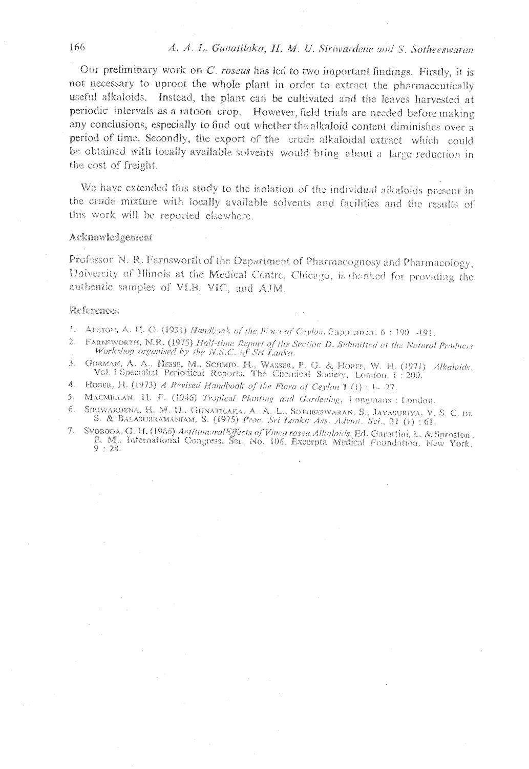Our preliminary work on *C. roseus* has led to two important findings. Firstly, it is not necessary to uproot the whole plant in order to extract the pharmaceutically useful alkaloids. Instead, the plant can be cultivated and the leaves harvested at periodic intervals as a ratoon crop. However, field trials are needed before making any conclusions, especially to find out whether the alkaloid content diminishes over a period of time. Secondly, the export of the crude alkaloidal extract which could be obtained with locally available solvents would bring about a large reduction in the cost of freight.

We have extended this study to the isolation of the individual alkaloids present in the crude mixture with locally available solvents and facilities and the results of this work will be reported elsewhere.

## Acknowledgement

Professor N. R. Farnsworth of the Department of Pharmacognosy and Pharmacology, University of Illinois at the Medical Centre, Chicago, is thanked for providing the authentic samples of VLB, VIC, and AJM.

## References

1. Alston, A. H. G. (1931) *Handbook of the Flora of Ceylon*, Supplement 6 : 190 -191.
2. Farnsworth, N.R. (1975) *Half-time Report of the Section D. Submitted at the Natural Products Workshop organised by the N.S.C. of Sri Lanka.*
3. Gorman, A. A., Hesse, M., Schmid, H., Wasser, P. G. & Hopff, W. H. (1971) *Alkaloids*, Vol. I Specialist Periodical Reports, The Chemical Society, London, 1 : 200.
4. Hober, H. (1973) *A Revised Handbook of the Flora of Ceylon* 1 (1) : 1– 27.
5. Macmillan, H. F. (1946) *Tropical Planting and Gardening*, Longmans : London.
6. Siriwardena, H. M. U., Gunatilaka, A. A. L., Sotheeswaran, S., Jayasuriya, V. S. C. de S. & Balasubramaniam, S. (1975) *Proc. Sri Lanka Ass. Advmt. Sci.*, 31 (1) : 61.
7. Svoboda, G. H. (1966) *Antitumoral Effects of Vinca rosea Alkaloids*, Ed. Garattini, L. & Sproston, E. M., International Congress, Ser. No. 106, Excerpta Medical Foundation, New York, 9 : 28.